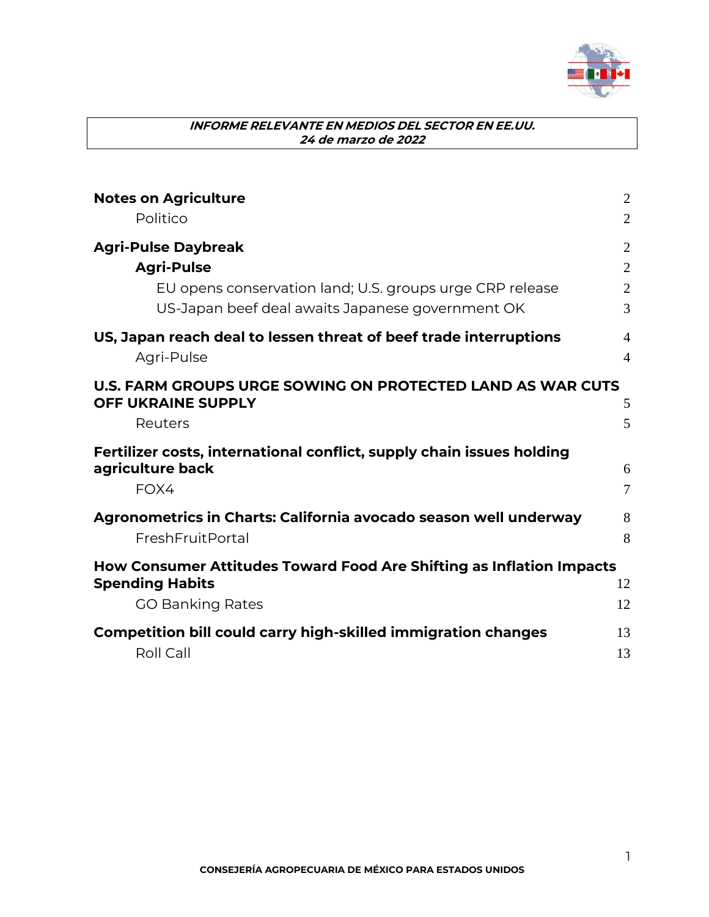***INFORME RELEVANTE EN MEDIOS DEL SECTOR EN EE.UU.***
***24 de marzo de 2022***

**Notes on Agriculture** 2

Politico 2

**Agri-Pulse Daybreak** 2

**Agri-Pulse** 2

EU opens conservation land; U.S. groups urge CRP release 2

US-Japan beef deal awaits Japanese government OK 3

**US, Japan reach deal to lessen threat of beef trade interruptions** 4

Agri-Pulse 4

**U.S. FARM GROUPS URGE SOWING ON PROTECTED LAND AS WAR CUTS OFF UKRAINE SUPPLY** 5

Reuters 5

**Fertilizer costs, international conflict, supply chain issues holding agriculture back** 6

FOX4 7

**Agronometrics in Charts: California avocado season well underway** 8

FreshFruitPortal 8

**How Consumer Attitudes Toward Food Are Shifting as Inflation Impacts Spending Habits** 12

GO Banking Rates 12

**Competition bill could carry high-skilled immigration changes** 13

Roll Call 13

CONSEJERÍA AGROPECUARIA DE MÉXICO PARA ESTADOS UNIDOS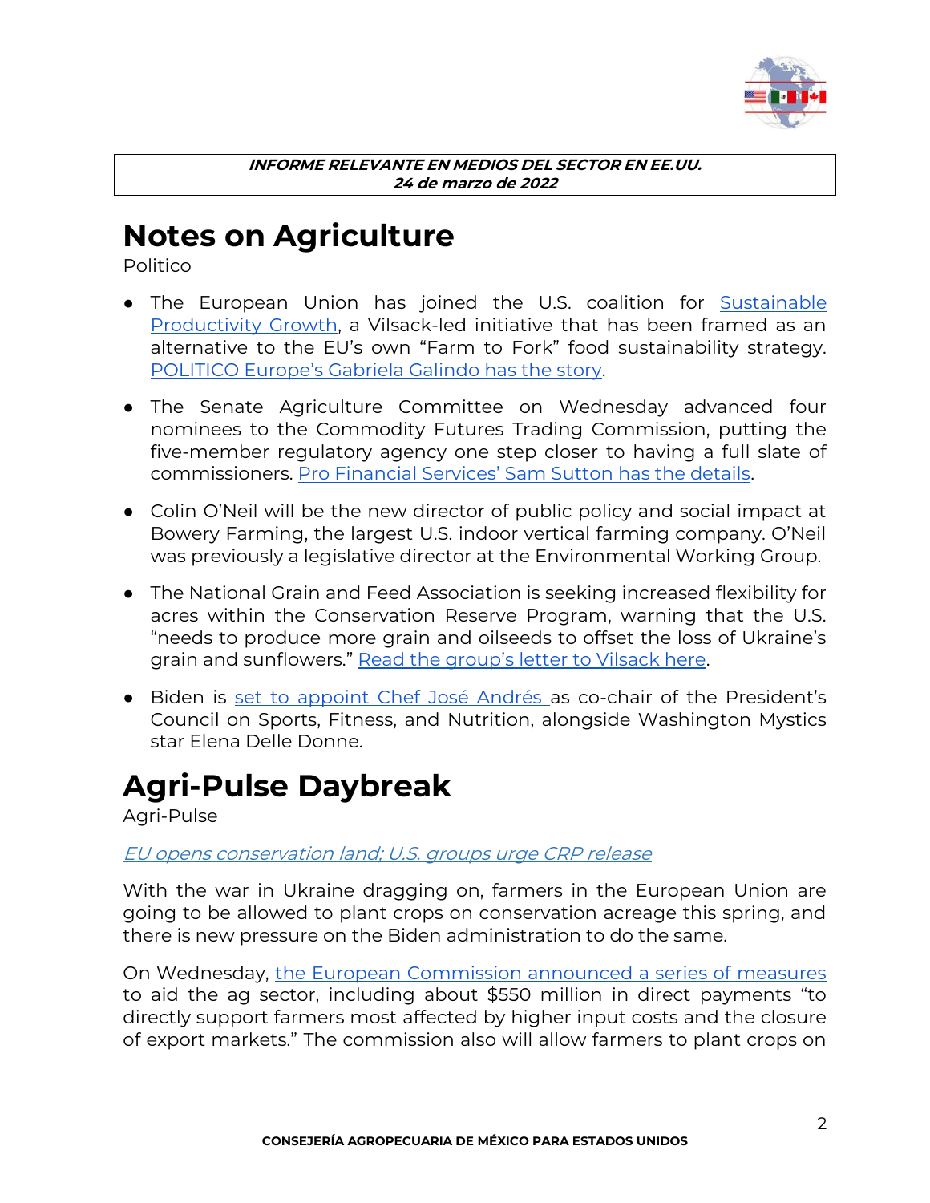**_INFORME RELEVANTE EN MEDIOS DEL SECTOR EN EE.UU._**
**_24 de marzo de 2022_**

# Notes on Agriculture

Politico

- The European Union has joined the U.S. coalition for Sustainable Productivity Growth, a Vilsack-led initiative that has been framed as an alternative to the EU's own "Farm to Fork" food sustainability strategy. POLITICO Europe's Gabriela Galindo has the story.

- The Senate Agriculture Committee on Wednesday advanced four nominees to the Commodity Futures Trading Commission, putting the five-member regulatory agency one step closer to having a full slate of commissioners. Pro Financial Services' Sam Sutton has the details.

- Colin O'Neil will be the new director of public policy and social impact at Bowery Farming, the largest U.S. indoor vertical farming company. O'Neil was previously a legislative director at the Environmental Working Group.

- The National Grain and Feed Association is seeking increased flexibility for acres within the Conservation Reserve Program, warning that the U.S. "needs to produce more grain and oilseeds to offset the loss of Ukraine's grain and sunflowers." Read the group's letter to Vilsack here.

- Biden is set to appoint Chef José Andrés as co-chair of the President's Council on Sports, Fitness, and Nutrition, alongside Washington Mystics star Elena Delle Donne.

# Agri-Pulse Daybreak

Agri-Pulse

*EU opens conservation land; U.S. groups urge CRP release*

With the war in Ukraine dragging on, farmers in the European Union are going to be allowed to plant crops on conservation acreage this spring, and there is new pressure on the Biden administration to do the same.

On Wednesday, the European Commission announced a series of measures to aid the ag sector, including about $550 million in direct payments "to directly support farmers most affected by higher input costs and the closure of export markets." The commission also will allow farmers to plant crops on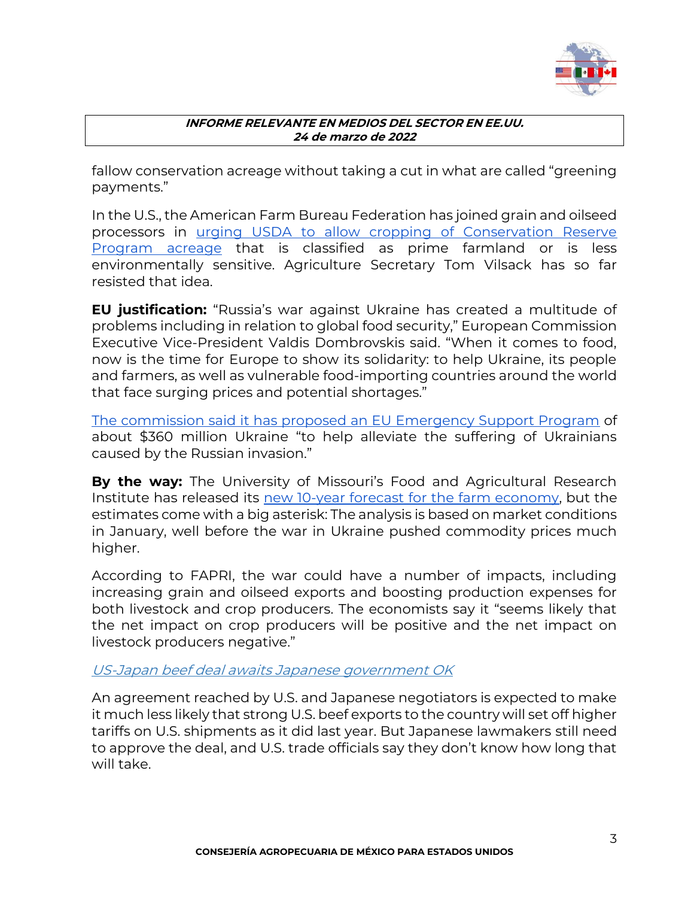fallow conservation acreage without taking a cut in what are called "greening payments."

In the U.S., the American Farm Bureau Federation has joined grain and oilseed processors in urging USDA to allow cropping of Conservation Reserve Program acreage that is classified as prime farmland or is less environmentally sensitive. Agriculture Secretary Tom Vilsack has so far resisted that idea.

**EU justification:** "Russia's war against Ukraine has created a multitude of problems including in relation to global food security," European Commission Executive Vice-President Valdis Dombrovskis said. "When it comes to food, now is the time for Europe to show its solidarity: to help Ukraine, its people and farmers, as well as vulnerable food-importing countries around the world that face surging prices and potential shortages."

The commission said it has proposed an EU Emergency Support Program of about $360 million Ukraine "to help alleviate the suffering of Ukrainians caused by the Russian invasion."

**By the way:** The University of Missouri's Food and Agricultural Research Institute has released its new 10-year forecast for the farm economy, but the estimates come with a big asterisk: The analysis is based on market conditions in January, well before the war in Ukraine pushed commodity prices much higher.

According to FAPRI, the war could have a number of impacts, including increasing grain and oilseed exports and boosting production expenses for both livestock and crop producers. The economists say it "seems likely that the net impact on crop producers will be positive and the net impact on livestock producers negative."

*US-Japan beef deal awaits Japanese government OK*

An agreement reached by U.S. and Japanese negotiators is expected to make it much less likely that strong U.S. beef exports to the country will set off higher tariffs on U.S. shipments as it did last year. But Japanese lawmakers still need to approve the deal, and U.S. trade officials say they don't know how long that will take.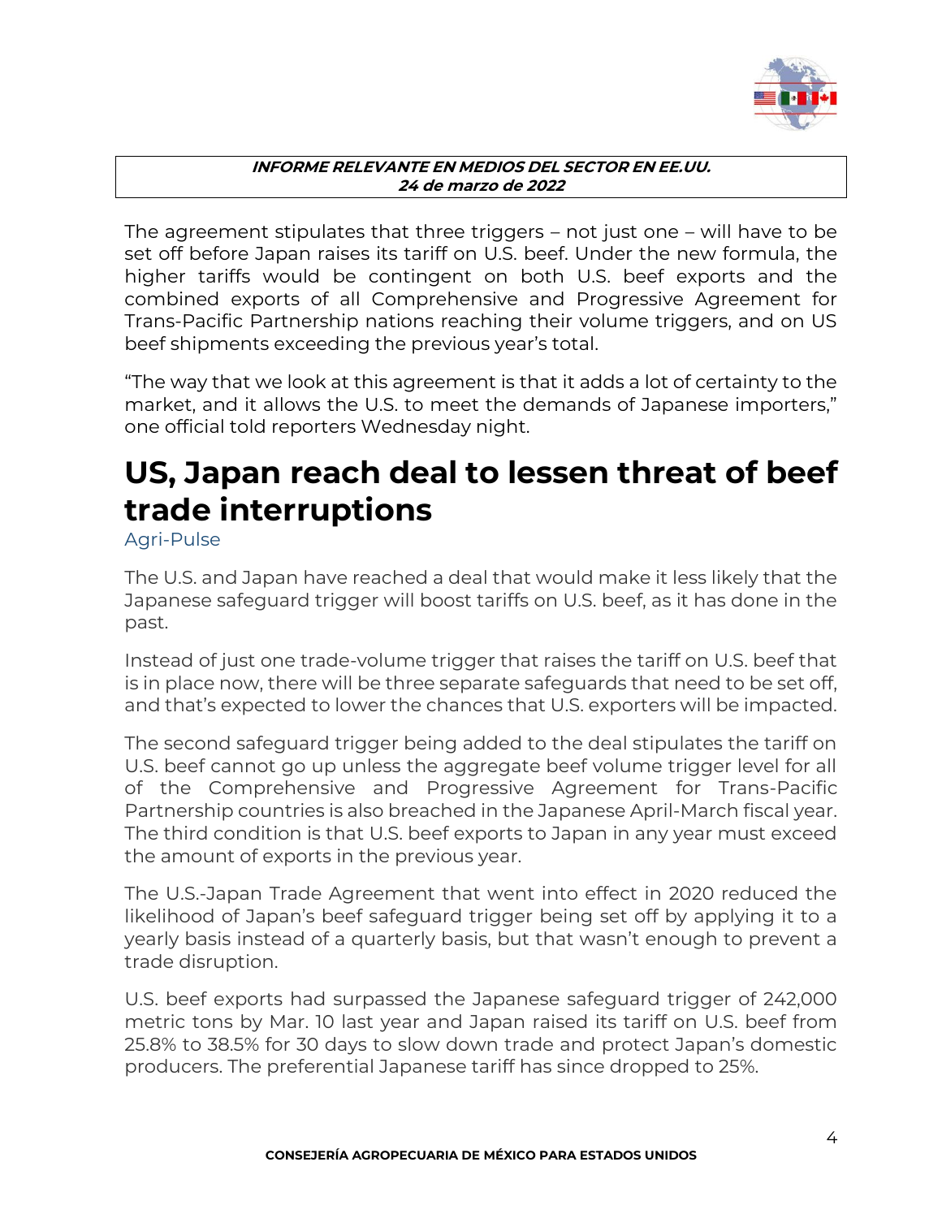The agreement stipulates that three triggers – not just one – will have to be set off before Japan raises its tariff on U.S. beef. Under the new formula, the higher tariffs would be contingent on both U.S. beef exports and the combined exports of all Comprehensive and Progressive Agreement for Trans-Pacific Partnership nations reaching their volume triggers, and on US beef shipments exceeding the previous year's total.

"The way that we look at this agreement is that it adds a lot of certainty to the market, and it allows the U.S. to meet the demands of Japanese importers," one official told reporters Wednesday night.

# US, Japan reach deal to lessen threat of beef trade interruptions

Agri-Pulse

The U.S. and Japan have reached a deal that would make it less likely that the Japanese safeguard trigger will boost tariffs on U.S. beef, as it has done in the past.

Instead of just one trade-volume trigger that raises the tariff on U.S. beef that is in place now, there will be three separate safeguards that need to be set off, and that's expected to lower the chances that U.S. exporters will be impacted.

The second safeguard trigger being added to the deal stipulates the tariff on U.S. beef cannot go up unless the aggregate beef volume trigger level for all of the Comprehensive and Progressive Agreement for Trans-Pacific Partnership countries is also breached in the Japanese April-March fiscal year. The third condition is that U.S. beef exports to Japan in any year must exceed the amount of exports in the previous year.

The U.S.-Japan Trade Agreement that went into effect in 2020 reduced the likelihood of Japan's beef safeguard trigger being set off by applying it to a yearly basis instead of a quarterly basis, but that wasn't enough to prevent a trade disruption.

U.S. beef exports had surpassed the Japanese safeguard trigger of 242,000 metric tons by Mar. 10 last year and Japan raised its tariff on U.S. beef from 25.8% to 38.5% for 30 days to slow down trade and protect Japan's domestic producers. The preferential Japanese tariff has since dropped to 25%.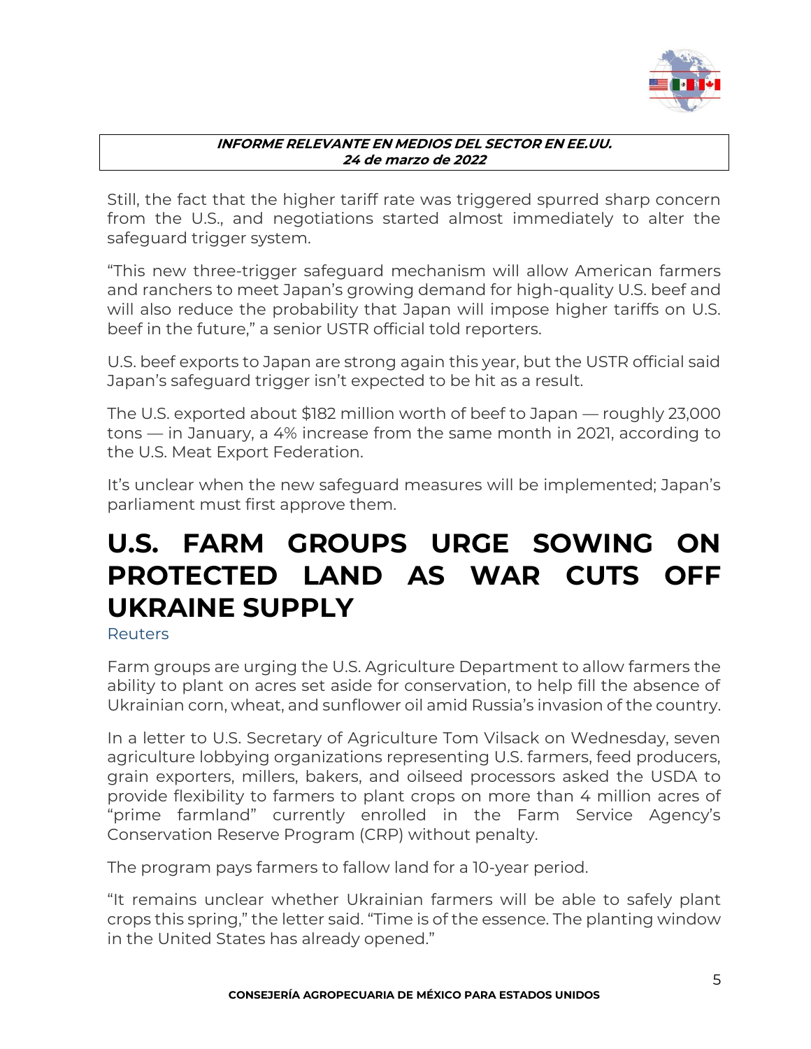Still, the fact that the higher tariff rate was triggered spurred sharp concern from the U.S., and negotiations started almost immediately to alter the safeguard trigger system.

"This new three-trigger safeguard mechanism will allow American farmers and ranchers to meet Japan's growing demand for high-quality U.S. beef and will also reduce the probability that Japan will impose higher tariffs on U.S. beef in the future," a senior USTR official told reporters.

U.S. beef exports to Japan are strong again this year, but the USTR official said Japan's safeguard trigger isn't expected to be hit as a result.

The U.S. exported about $182 million worth of beef to Japan — roughly 23,000 tons — in January, a 4% increase from the same month in 2021, according to the U.S. Meat Export Federation.

It's unclear when the new safeguard measures will be implemented; Japan's parliament must first approve them.

# U.S. FARM GROUPS URGE SOWING ON PROTECTED LAND AS WAR CUTS OFF UKRAINE SUPPLY

Reuters

Farm groups are urging the U.S. Agriculture Department to allow farmers the ability to plant on acres set aside for conservation, to help fill the absence of Ukrainian corn, wheat, and sunflower oil amid Russia's invasion of the country.

In a letter to U.S. Secretary of Agriculture Tom Vilsack on Wednesday, seven agriculture lobbying organizations representing U.S. farmers, feed producers, grain exporters, millers, bakers, and oilseed processors asked the USDA to provide flexibility to farmers to plant crops on more than 4 million acres of "prime farmland" currently enrolled in the Farm Service Agency's Conservation Reserve Program (CRP) without penalty.

The program pays farmers to fallow land for a 10-year period.

"It remains unclear whether Ukrainian farmers will be able to safely plant crops this spring," the letter said. "Time is of the essence. The planting window in the United States has already opened."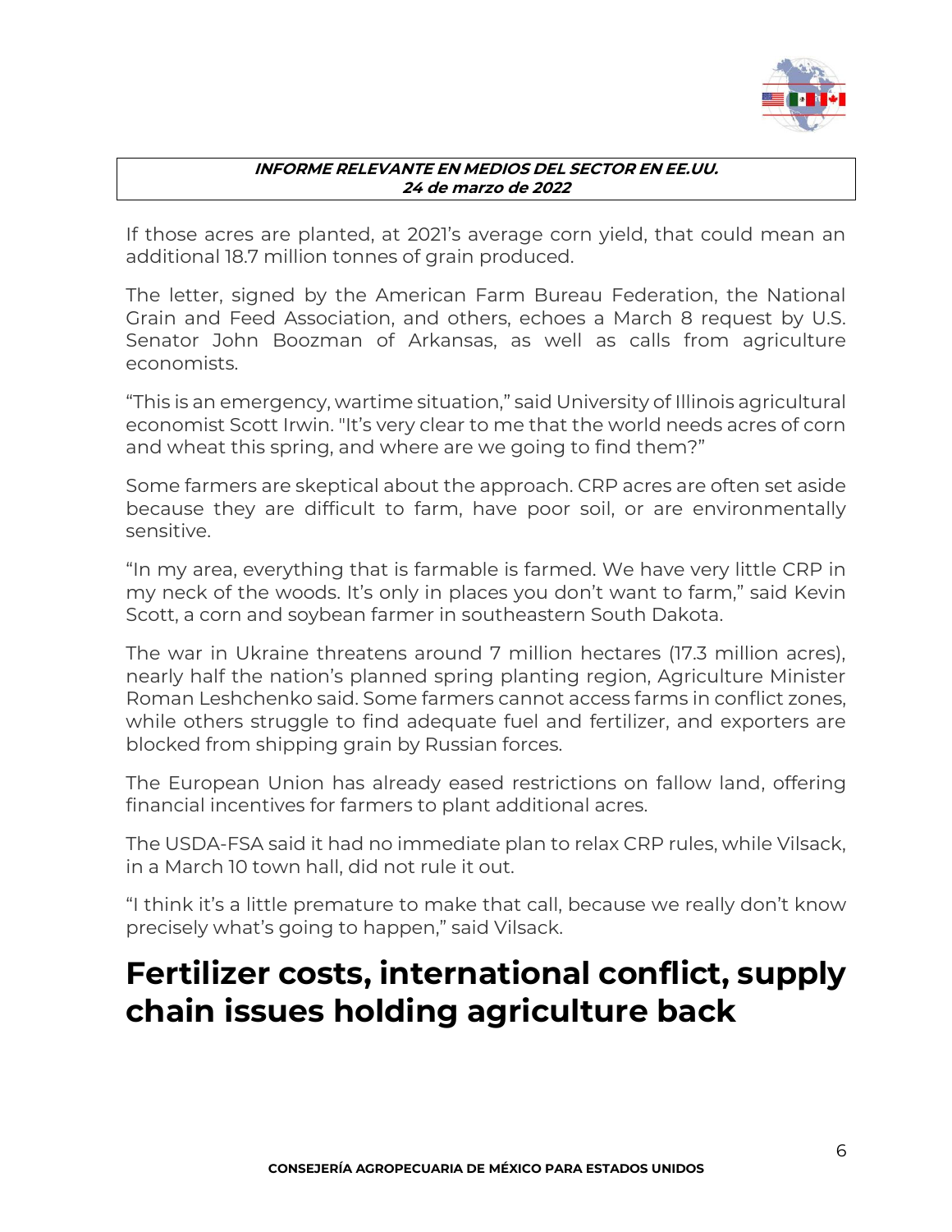If those acres are planted, at 2021's average corn yield, that could mean an additional 18.7 million tonnes of grain produced.

The letter, signed by the American Farm Bureau Federation, the National Grain and Feed Association, and others, echoes a March 8 request by U.S. Senator John Boozman of Arkansas, as well as calls from agriculture economists.

"This is an emergency, wartime situation," said University of Illinois agricultural economist Scott Irwin. "It's very clear to me that the world needs acres of corn and wheat this spring, and where are we going to find them?"

Some farmers are skeptical about the approach. CRP acres are often set aside because they are difficult to farm, have poor soil, or are environmentally sensitive.

"In my area, everything that is farmable is farmed. We have very little CRP in my neck of the woods. It's only in places you don't want to farm," said Kevin Scott, a corn and soybean farmer in southeastern South Dakota.

The war in Ukraine threatens around 7 million hectares (17.3 million acres), nearly half the nation's planned spring planting region, Agriculture Minister Roman Leshchenko said. Some farmers cannot access farms in conflict zones, while others struggle to find adequate fuel and fertilizer, and exporters are blocked from shipping grain by Russian forces.

The European Union has already eased restrictions on fallow land, offering financial incentives for farmers to plant additional acres.

The USDA-FSA said it had no immediate plan to relax CRP rules, while Vilsack, in a March 10 town hall, did not rule it out.

"I think it's a little premature to make that call, because we really don't know precisely what's going to happen," said Vilsack.

# Fertilizer costs, international conflict, supply chain issues holding agriculture back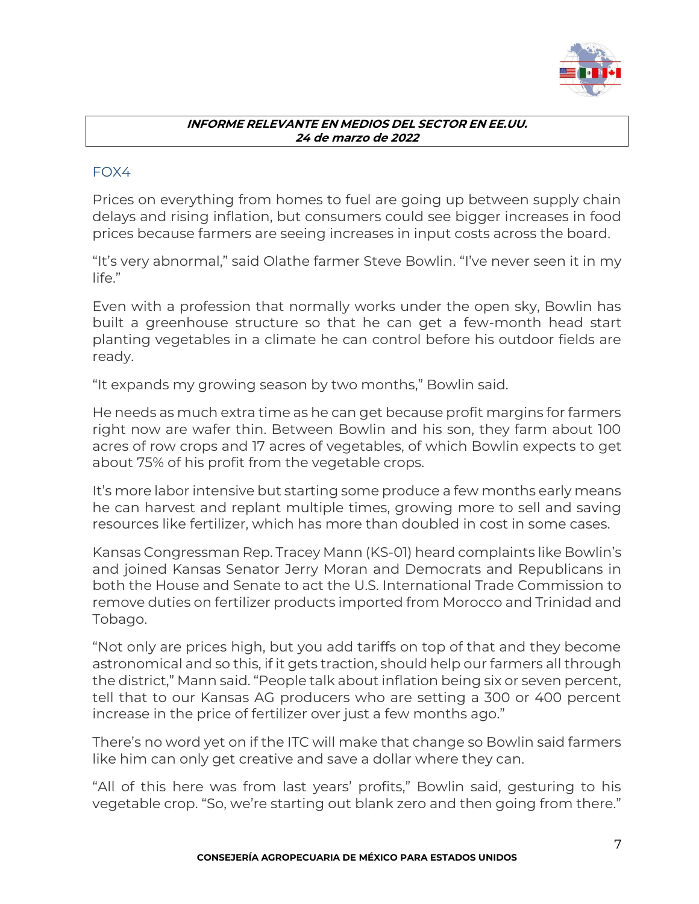**_INFORME RELEVANTE EN MEDIOS DEL SECTOR EN EE.UU._**
**_24 de marzo de 2022_**

## FOX4

Prices on everything from homes to fuel are going up between supply chain delays and rising inflation, but consumers could see bigger increases in food prices because farmers are seeing increases in input costs across the board.

"It's very abnormal," said Olathe farmer Steve Bowlin. "I've never seen it in my life."

Even with a profession that normally works under the open sky, Bowlin has built a greenhouse structure so that he can get a few-month head start planting vegetables in a climate he can control before his outdoor fields are ready.

"It expands my growing season by two months," Bowlin said.

He needs as much extra time as he can get because profit margins for farmers right now are wafer thin. Between Bowlin and his son, they farm about 100 acres of row crops and 17 acres of vegetables, of which Bowlin expects to get about 75% of his profit from the vegetable crops.

It's more labor intensive but starting some produce a few months early means he can harvest and replant multiple times, growing more to sell and saving resources like fertilizer, which has more than doubled in cost in some cases.

Kansas Congressman Rep. Tracey Mann (KS-01) heard complaints like Bowlin's and joined Kansas Senator Jerry Moran and Democrats and Republicans in both the House and Senate to act the U.S. International Trade Commission to remove duties on fertilizer products imported from Morocco and Trinidad and Tobago.

"Not only are prices high, but you add tariffs on top of that and they become astronomical and so this, if it gets traction, should help our farmers all through the district," Mann said. "People talk about inflation being six or seven percent, tell that to our Kansas AG producers who are setting a 300 or 400 percent increase in the price of fertilizer over just a few months ago."

There's no word yet on if the ITC will make that change so Bowlin said farmers like him can only get creative and save a dollar where they can.

"All of this here was from last years' profits," Bowlin said, gesturing to his vegetable crop. "So, we're starting out blank zero and then going from there."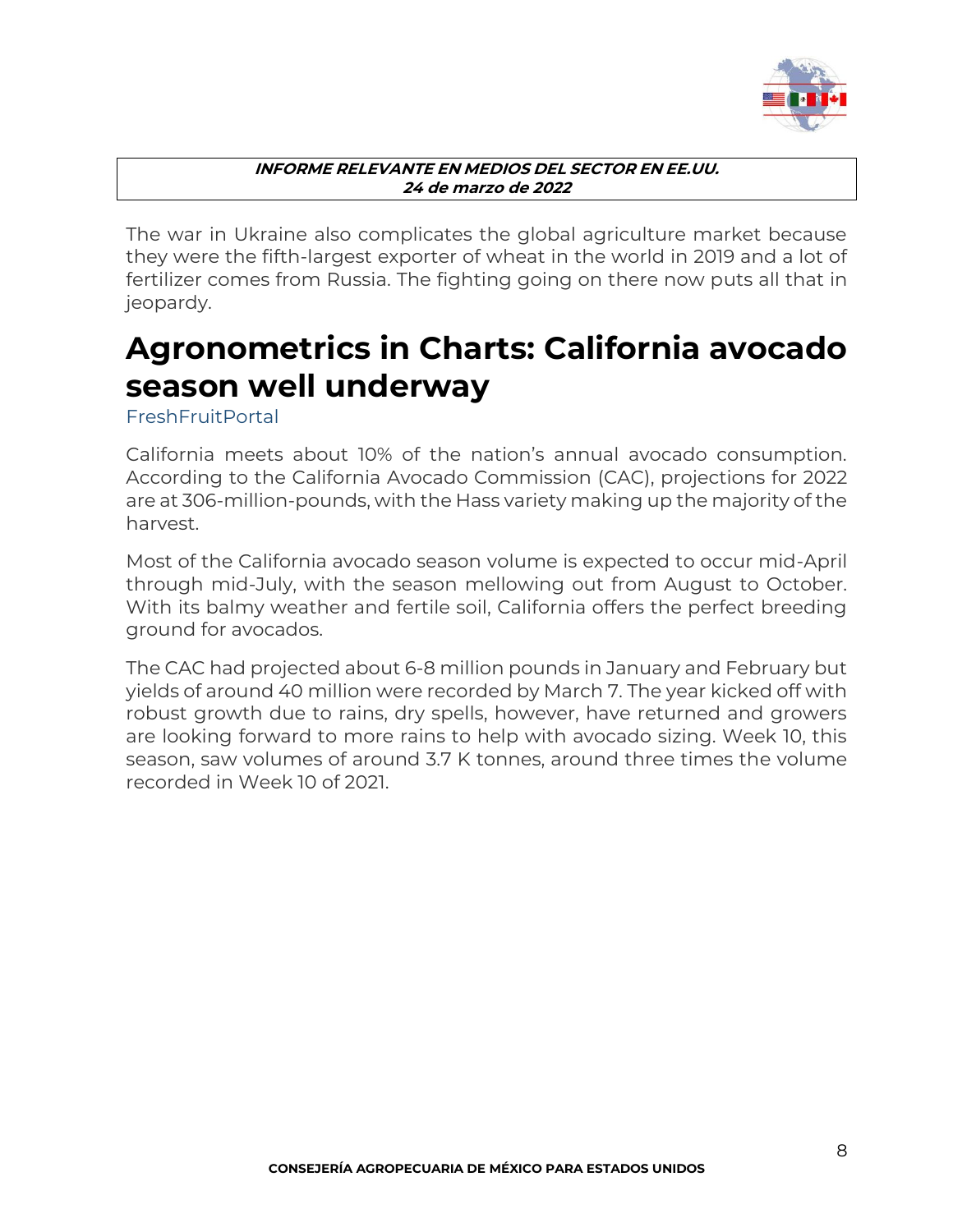The war in Ukraine also complicates the global agriculture market because they were the fifth-largest exporter of wheat in the world in 2019 and a lot of fertilizer comes from Russia. The fighting going on there now puts all that in jeopardy.

# Agronometrics in Charts: California avocado season well underway

FreshFruitPortal

California meets about 10% of the nation's annual avocado consumption. According to the California Avocado Commission (CAC), projections for 2022 are at 306-million-pounds, with the Hass variety making up the majority of the harvest.

Most of the California avocado season volume is expected to occur mid-April through mid-July, with the season mellowing out from August to October. With its balmy weather and fertile soil, California offers the perfect breeding ground for avocados.

The CAC had projected about 6-8 million pounds in January and February but yields of around 40 million were recorded by March 7. The year kicked off with robust growth due to rains, dry spells, however, have returned and growers are looking forward to more rains to help with avocado sizing. Week 10, this season, saw volumes of around 3.7 K tonnes, around three times the volume recorded in Week 10 of 2021.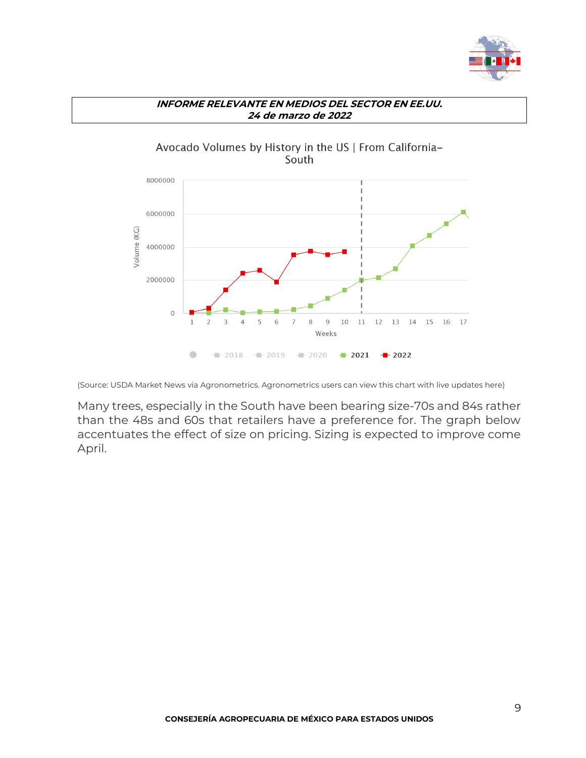**INFORME RELEVANTE EN MEDIOS DEL SECTOR EN EE.UU.**
**24 de marzo de 2022**

Avocado Volumes by History in the US | From California-South

(Source: USDA Market News via Agronometrics. Agronometrics users can view this chart with live updates here)

Many trees, especially in the South have been bearing size-70s and 84s rather than the 48s and 60s that retailers have a preference for. The graph below accentuates the effect of size on pricing. Sizing is expected to improve come April.

**CONSEJERÍA AGROPECUARIA DE MÉXICO PARA ESTADOS UNIDOS**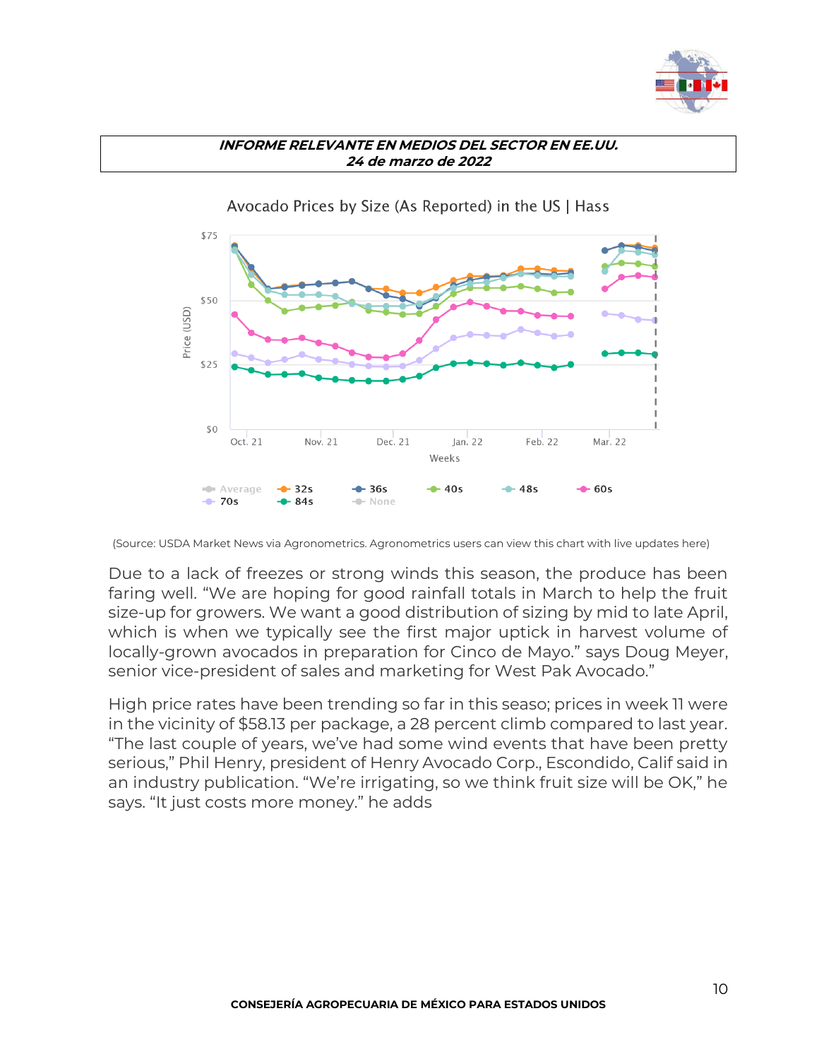**INFORME RELEVANTE EN MEDIOS DEL SECTOR EN EE.UU.**
**24 de marzo de 2022**

Avocado Prices by Size (As Reported) in the US | Hass

(Source: USDA Market News via Agronometrics. Agronometrics users can view this chart with live updates here)

Due to a lack of freezes or strong winds this season, the produce has been faring well. "We are hoping for good rainfall totals in March to help the fruit size-up for growers. We want a good distribution of sizing by mid to late April, which is when we typically see the first major uptick in harvest volume of locally-grown avocados in preparation for Cinco de Mayo." says Doug Meyer, senior vice-president of sales and marketing for West Pak Avocado."

High price rates have been trending so far in this seaso; prices in week 11 were in the vicinity of $58.13 per package, a 28 percent climb compared to last year. "The last couple of years, we've had some wind events that have been pretty serious," Phil Henry, president of Henry Avocado Corp., Escondido, Calif said in an industry publication. "We're irrigating, so we think fruit size will be OK," he says. "It just costs more money." he adds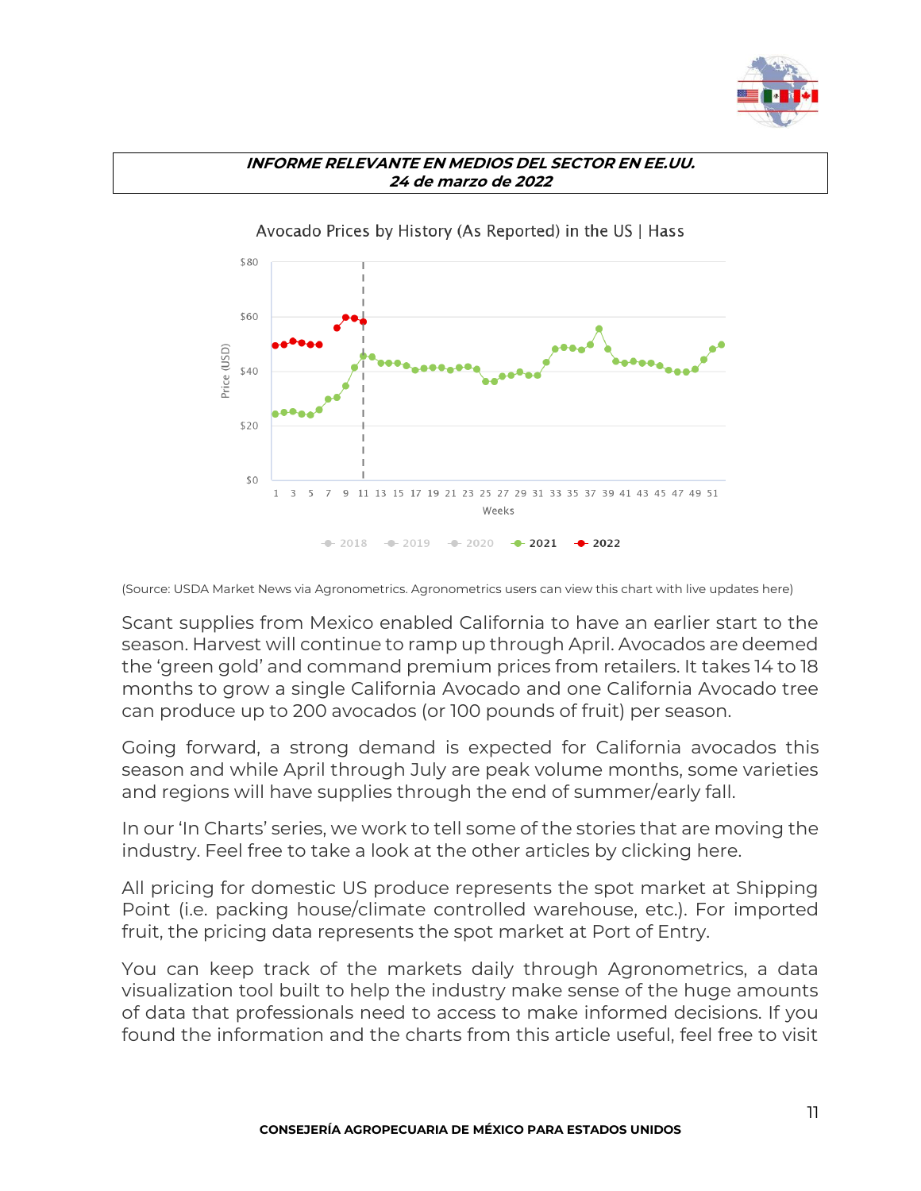**INFORME RELEVANTE EN MEDIOS DEL SECTOR EN EE.UU.**
**24 de marzo de 2022**

Avocado Prices by History (As Reported) in the US | Hass

(Source: USDA Market News via Agronometrics. Agronometrics users can view this chart with live updates here)

Scant supplies from Mexico enabled California to have an earlier start to the season. Harvest will continue to ramp up through April. Avocados are deemed the 'green gold' and command premium prices from retailers. It takes 14 to 18 months to grow a single California Avocado and one California Avocado tree can produce up to 200 avocados (or 100 pounds of fruit) per season.

Going forward, a strong demand is expected for California avocados this season and while April through July are peak volume months, some varieties and regions will have supplies through the end of summer/early fall.

In our 'In Charts' series, we work to tell some of the stories that are moving the industry. Feel free to take a look at the other articles by clicking here.

All pricing for domestic US produce represents the spot market at Shipping Point (i.e. packing house/climate controlled warehouse, etc.). For imported fruit, the pricing data represents the spot market at Port of Entry.

You can keep track of the markets daily through Agronometrics, a data visualization tool built to help the industry make sense of the huge amounts of data that professionals need to access to make informed decisions. If you found the information and the charts from this article useful, feel free to visit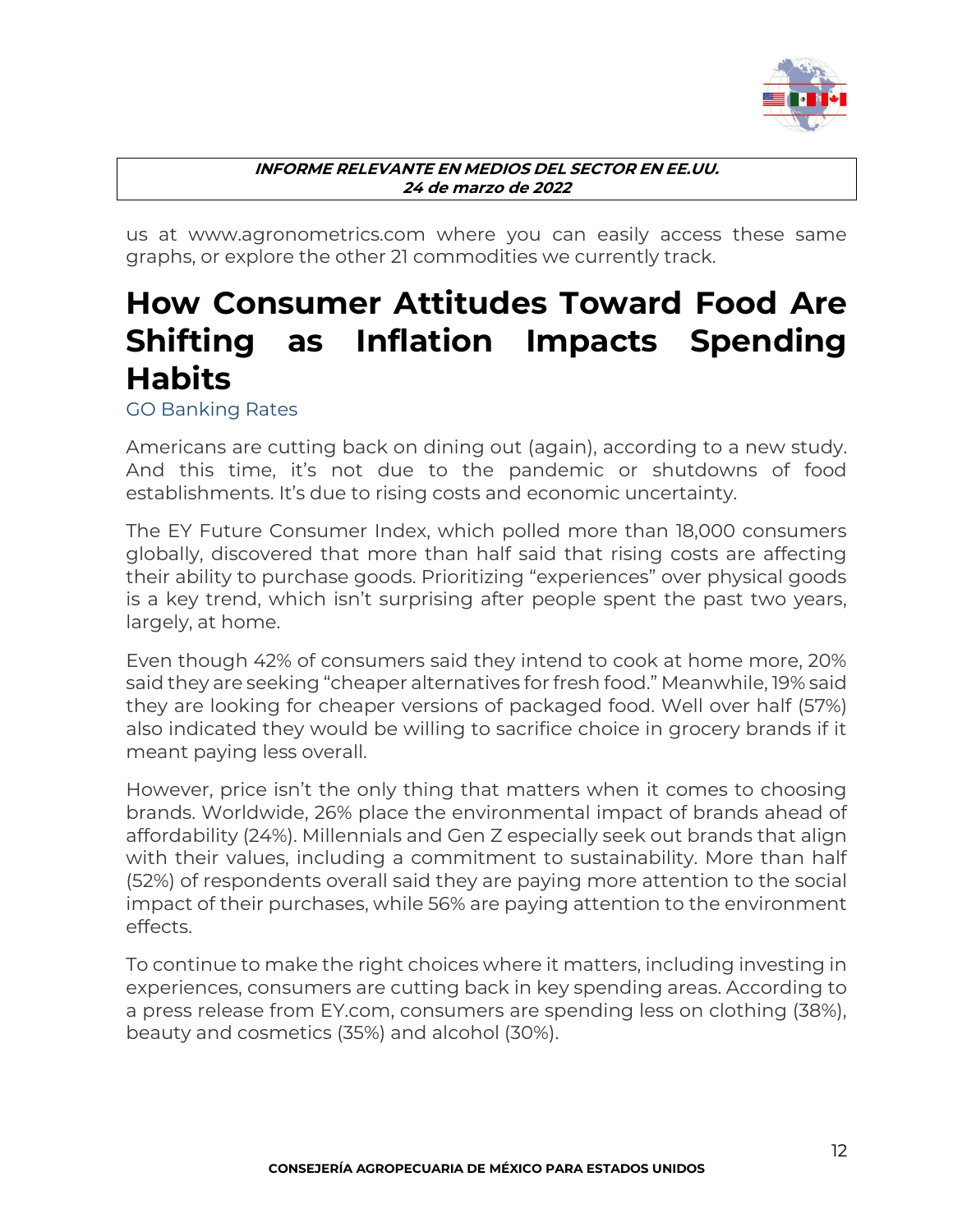us at www.agronometrics.com where you can easily access these same graphs, or explore the other 21 commodities we currently track.

# How Consumer Attitudes Toward Food Are Shifting as Inflation Impacts Spending Habits

GO Banking Rates

Americans are cutting back on dining out (again), according to a new study. And this time, it's not due to the pandemic or shutdowns of food establishments. It's due to rising costs and economic uncertainty.

The EY Future Consumer Index, which polled more than 18,000 consumers globally, discovered that more than half said that rising costs are affecting their ability to purchase goods. Prioritizing "experiences" over physical goods is a key trend, which isn't surprising after people spent the past two years, largely, at home.

Even though 42% of consumers said they intend to cook at home more, 20% said they are seeking "cheaper alternatives for fresh food." Meanwhile, 19% said they are looking for cheaper versions of packaged food. Well over half (57%) also indicated they would be willing to sacrifice choice in grocery brands if it meant paying less overall.

However, price isn't the only thing that matters when it comes to choosing brands. Worldwide, 26% place the environmental impact of brands ahead of affordability (24%). Millennials and Gen Z especially seek out brands that align with their values, including a commitment to sustainability. More than half (52%) of respondents overall said they are paying more attention to the social impact of their purchases, while 56% are paying attention to the environment effects.

To continue to make the right choices where it matters, including investing in experiences, consumers are cutting back in key spending areas. According to a press release from EY.com, consumers are spending less on clothing (38%), beauty and cosmetics (35%) and alcohol (30%).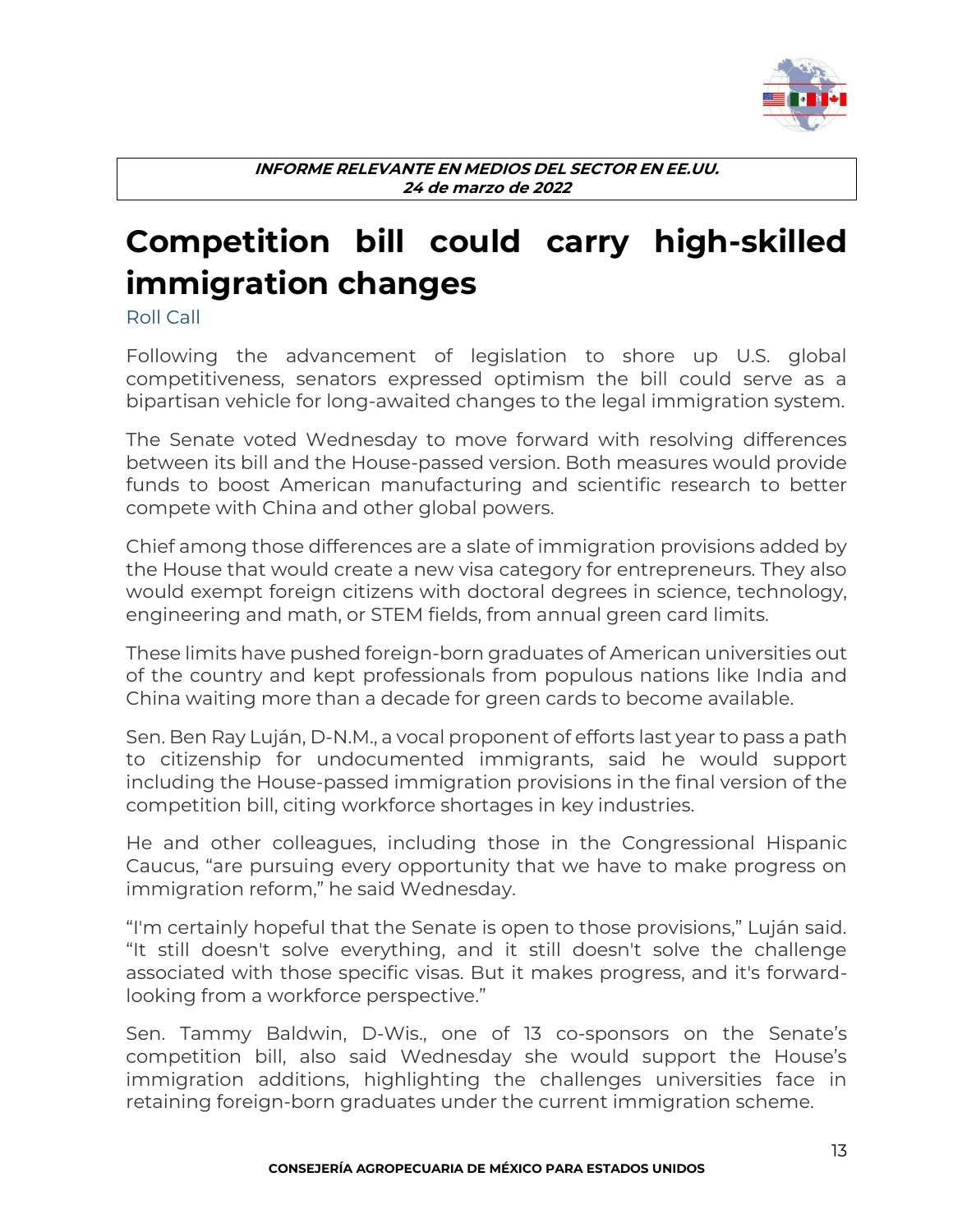**INFORME RELEVANTE EN MEDIOS DEL SECTOR EN EE.UU.**
**24 de marzo de 2022**

# Competition bill could carry high-skilled immigration changes

Roll Call

Following the advancement of legislation to shore up U.S. global competitiveness, senators expressed optimism the bill could serve as a bipartisan vehicle for long-awaited changes to the legal immigration system.

The Senate voted Wednesday to move forward with resolving differences between its bill and the House-passed version. Both measures would provide funds to boost American manufacturing and scientific research to better compete with China and other global powers.

Chief among those differences are a slate of immigration provisions added by the House that would create a new visa category for entrepreneurs. They also would exempt foreign citizens with doctoral degrees in science, technology, engineering and math, or STEM fields, from annual green card limits.

These limits have pushed foreign-born graduates of American universities out of the country and kept professionals from populous nations like India and China waiting more than a decade for green cards to become available.

Sen. Ben Ray Luján, D-N.M., a vocal proponent of efforts last year to pass a path to citizenship for undocumented immigrants, said he would support including the House-passed immigration provisions in the final version of the competition bill, citing workforce shortages in key industries.

He and other colleagues, including those in the Congressional Hispanic Caucus, "are pursuing every opportunity that we have to make progress on immigration reform," he said Wednesday.

"I'm certainly hopeful that the Senate is open to those provisions," Luján said. "It still doesn't solve everything, and it still doesn't solve the challenge associated with those specific visas. But it makes progress, and it's forward-looking from a workforce perspective."

Sen. Tammy Baldwin, D-Wis., one of 13 co-sponsors on the Senate's competition bill, also said Wednesday she would support the House's immigration additions, highlighting the challenges universities face in retaining foreign-born graduates under the current immigration scheme.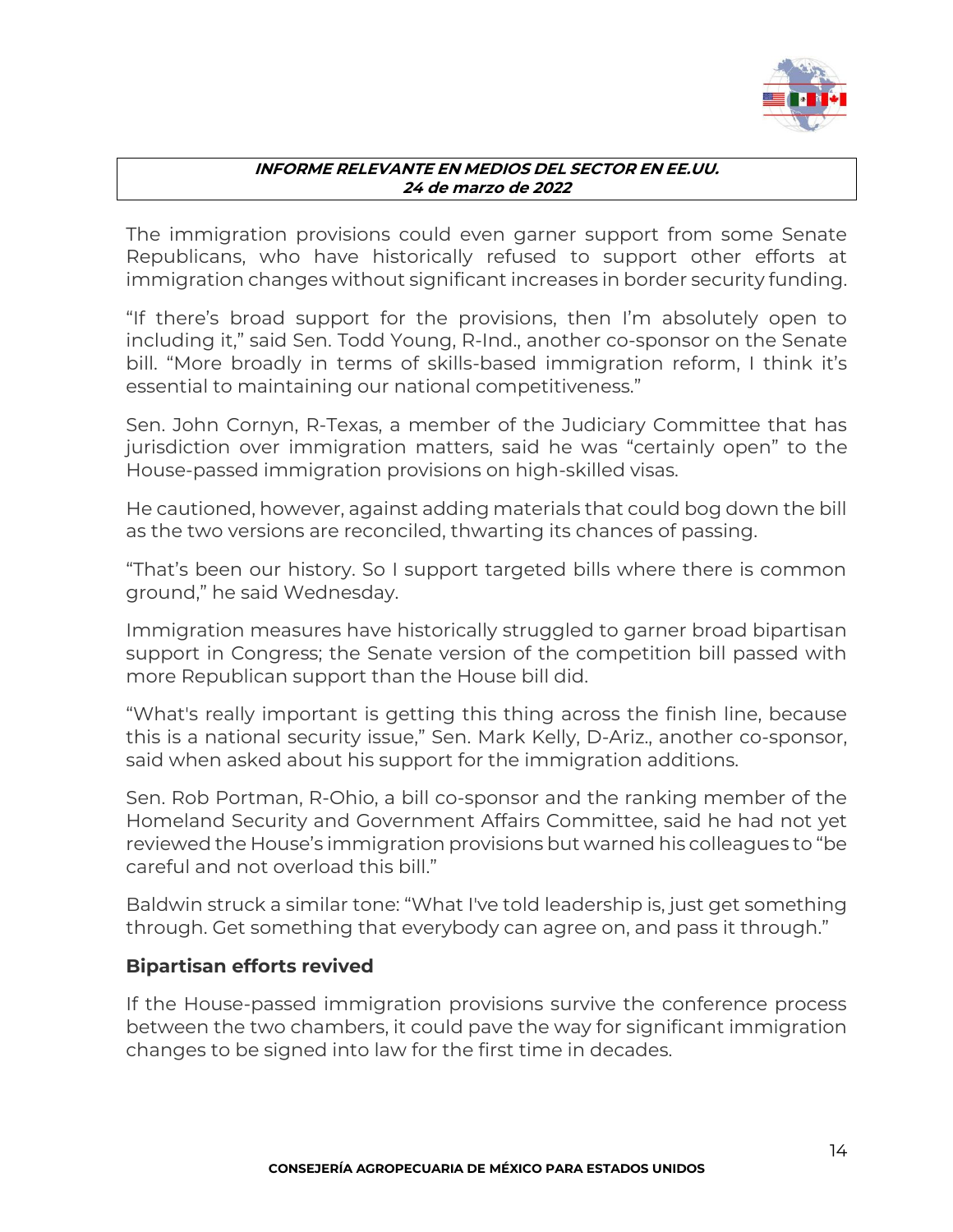The immigration provisions could even garner support from some Senate Republicans, who have historically refused to support other efforts at immigration changes without significant increases in border security funding.

“If there’s broad support for the provisions, then I’m absolutely open to including it,” said Sen. Todd Young, R-Ind., another co-sponsor on the Senate bill. “More broadly in terms of skills-based immigration reform, I think it’s essential to maintaining our national competitiveness.”

Sen. John Cornyn, R-Texas, a member of the Judiciary Committee that has jurisdiction over immigration matters, said he was “certainly open” to the House-passed immigration provisions on high-skilled visas.

He cautioned, however, against adding materials that could bog down the bill as the two versions are reconciled, thwarting its chances of passing.

“That’s been our history. So I support targeted bills where there is common ground,” he said Wednesday.

Immigration measures have historically struggled to garner broad bipartisan support in Congress; the Senate version of the competition bill passed with more Republican support than the House bill did.

“What's really important is getting this thing across the finish line, because this is a national security issue,” Sen. Mark Kelly, D-Ariz., another co-sponsor, said when asked about his support for the immigration additions.

Sen. Rob Portman, R-Ohio, a bill co-sponsor and the ranking member of the Homeland Security and Government Affairs Committee, said he had not yet reviewed the House’s immigration provisions but warned his colleagues to “be careful and not overload this bill.”

Baldwin struck a similar tone: “What I've told leadership is, just get something through. Get something that everybody can agree on, and pass it through.”

## Bipartisan efforts revived

If the House-passed immigration provisions survive the conference process between the two chambers, it could pave the way for significant immigration changes to be signed into law for the first time in decades.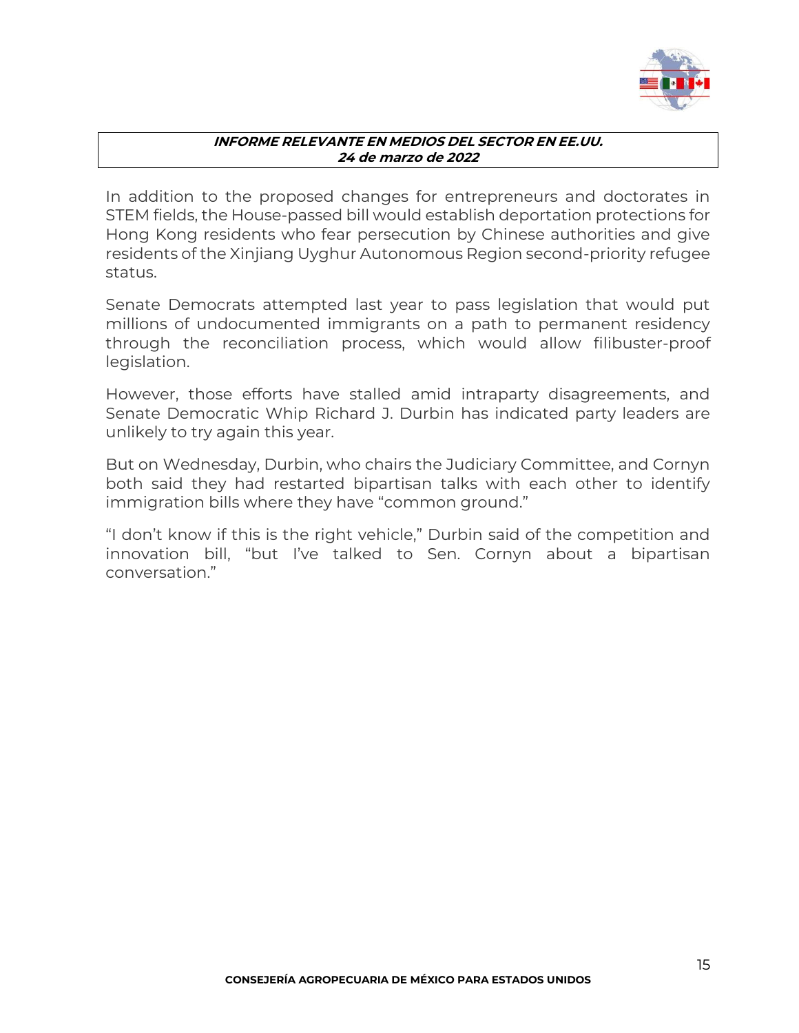In addition to the proposed changes for entrepreneurs and doctorates in STEM fields, the House-passed bill would establish deportation protections for Hong Kong residents who fear persecution by Chinese authorities and give residents of the Xinjiang Uyghur Autonomous Region second-priority refugee status.

Senate Democrats attempted last year to pass legislation that would put millions of undocumented immigrants on a path to permanent residency through the reconciliation process, which would allow filibuster-proof legislation.

However, those efforts have stalled amid intraparty disagreements, and Senate Democratic Whip Richard J. Durbin has indicated party leaders are unlikely to try again this year.

But on Wednesday, Durbin, who chairs the Judiciary Committee, and Cornyn both said they had restarted bipartisan talks with each other to identify immigration bills where they have "common ground."

"I don't know if this is the right vehicle," Durbin said of the competition and innovation bill, "but I've talked to Sen. Cornyn about a bipartisan conversation."